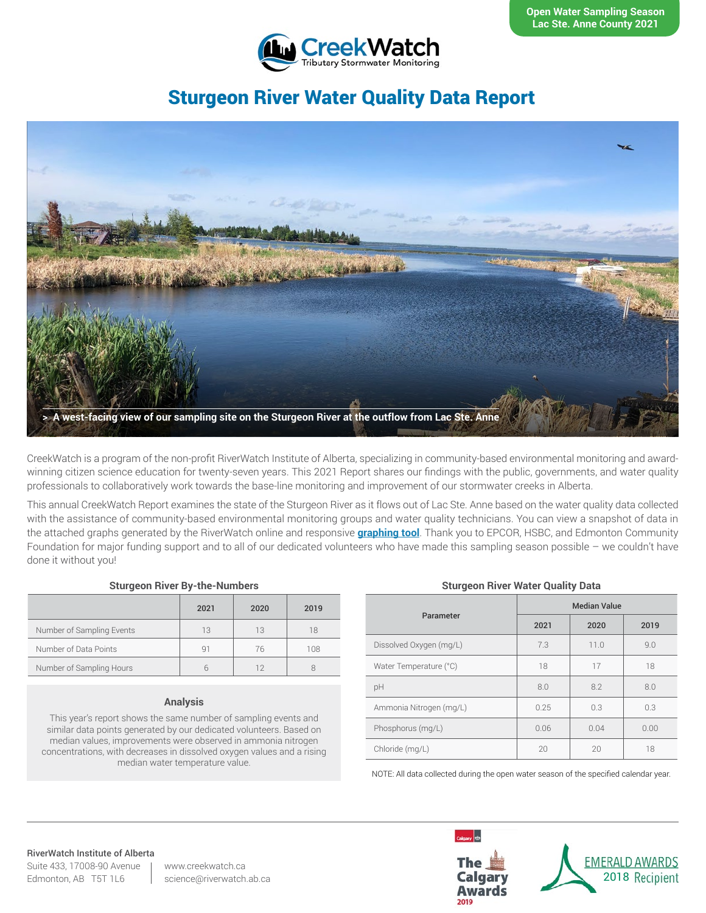Open Water Sampling Season
Lac Ste. Anne County 2021

CreekWatch
Tributary Stormwater Monitoring

# Sturgeon River Water Quality Data Report

> A west-facing view of our sampling site on the Sturgeon River at the outflow from Lac Ste. Anne

CreekWatch is a program of the non-profit RiverWatch Institute of Alberta, specializing in community-based environmental monitoring and award-winning citizen science education for twenty-seven years. This 2021 Report shares our findings with the public, governments, and water quality professionals to collaboratively work towards the base-line monitoring and improvement of our stormwater creeks in Alberta.

This annual CreekWatch Report examines the state of the Sturgeon River as it flows out of Lac Ste. Anne based on the water quality data collected with the assistance of community-based environmental monitoring groups and water quality technicians. You can view a snapshot of data in the attached graphs generated by the RiverWatch online and responsive **graphing tool**. Thank you to EPCOR, HSBC, and Edmonton Community Foundation for major funding support and to all of our dedicated volunteers who have made this sampling season possible – we couldn't have done it without you!

### Sturgeon River By-the-Numbers

| | 2021 | 2020 | 2019 |
|---|---|---|---|
| Number of Sampling Events | 13 | 13 | 18 |
| Number of Data Points | 91 | 76 | 108 |
| Number of Sampling Hours | 6 | 12 | 8 |

### Analysis

This year's report shows the same number of sampling events and similar data points generated by our dedicated volunteers. Based on median values, improvements were observed in ammonia nitrogen concentrations, with decreases in dissolved oxygen values and a rising median water temperature value.

### Sturgeon River Water Quality Data

| Parameter | Median Value | | |
|---|---|---|---|
| | 2021 | 2020 | 2019 |
| Dissolved Oxygen (mg/L) | 7.3 | 11.0 | 9.0 |
| Water Temperature (°C) | 18 | 17 | 18 |
| pH | 8.0 | 8.2 | 8.0 |
| Ammonia Nitrogen (mg/L) | 0.25 | 0.3 | 0.3 |
| Phosphorus (mg/L) | 0.06 | 0.04 | 0.00 |
| Chloride (mg/L) | 20 | 20 | 18 |

NOTE: All data collected during the open water season of the specified calendar year.

**RiverWatch Institute of Alberta**
Suite 433, 17008-90 Avenue
Edmonton, AB T5T 1L6

www.creekwatch.ca
science@riverwatch.ab.ca

The Calgary Awards 2019

EMERALD AWARDS 2018 Recipient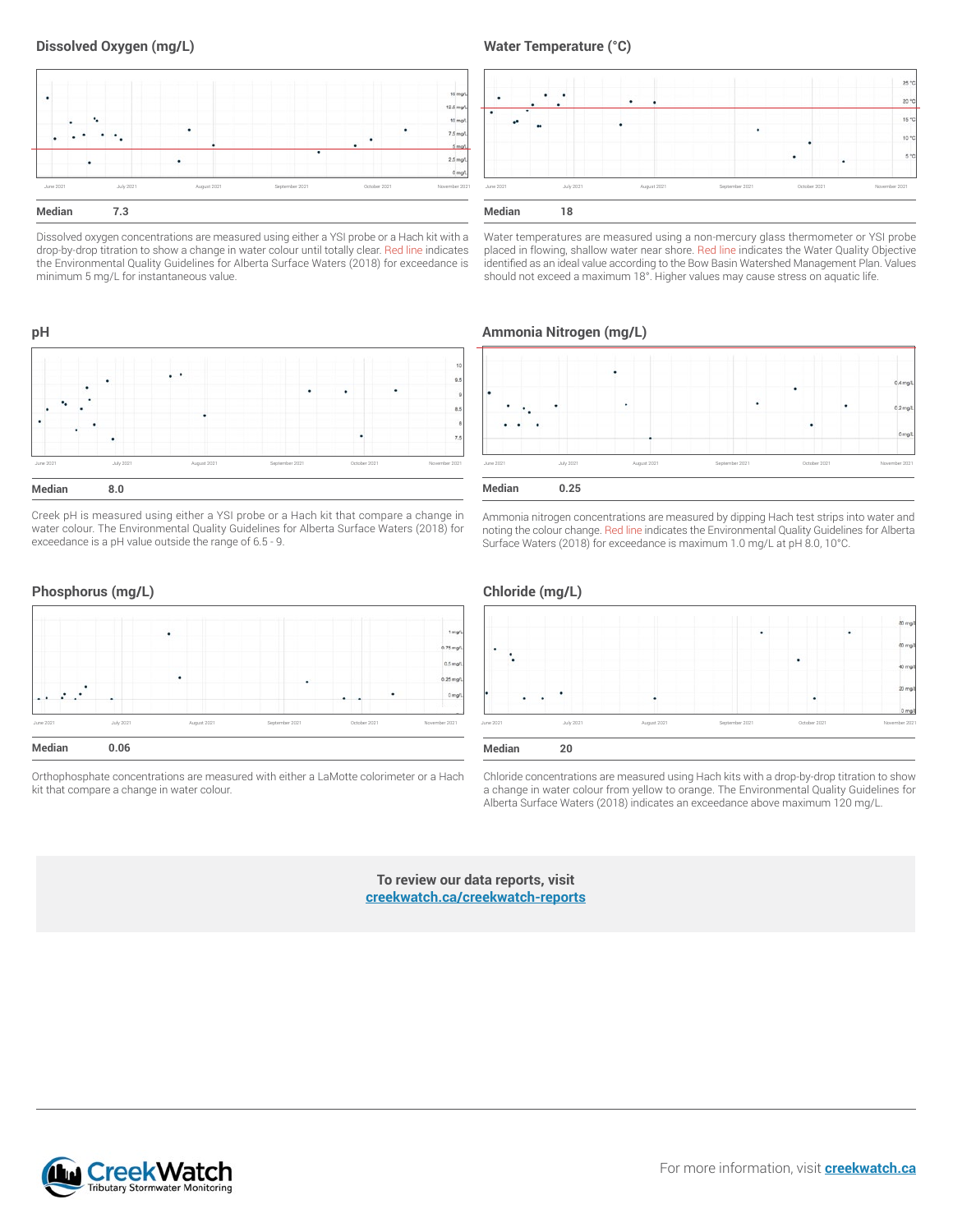## Dissolved Oxygen (mg/L)

15 mg/L
12.5 mg/L
10 mg/L
7.5 mg/L
5 mg/L
2.5 mg/L
0 mg/L

June 2021 July 2021 August 2021 September 2021 October 2021 November 2021

**Median** 7.3

Dissolved oxygen concentrations are measured using either a YSI probe or a Hach kit with a drop-by-drop titration to show a change in water colour until totally clear. Red line indicates the Environmental Quality Guidelines for Alberta Surface Waters (2018) for exceedance is minimum 5 mg/L for instantaneous value.

## Water Temperature (°C)

25 °C
20 °C
15 °C
10 °C
5 °C

June 2021 July 2021 August 2021 September 2021 October 2021 November 2021

**Median** 18

Water temperatures are measured using a non-mercury glass thermometer or YSI probe placed in flowing, shallow water near shore. Red line indicates the Water Quality Objective identified as an ideal value according to the Bow Basin Watershed Management Plan. Values should not exceed a maximum 18°. Higher values may cause stress on aquatic life.

## pH

10
9.5
9
8.5
8
7.5

June 2021 July 2021 August 2021 September 2021 October 2021 November 2021

**Median** 8.0

Creek pH is measured using either a YSI probe or a Hach kit that compare a change in water colour. The Environmental Quality Guidelines for Alberta Surface Waters (2018) for exceedance is a pH value outside the range of 6.5 - 9.

## Ammonia Nitrogen (mg/L)

0.4 mg/L
0.2 mg/L
0 mg/L

June 2021 July 2021 August 2021 September 2021 October 2021 November 2021

**Median** 0.25

Ammonia nitrogen concentrations are measured by dipping Hach test strips into water and noting the colour change. Red line indicates the Environmental Quality Guidelines for Alberta Surface Waters (2018) for exceedance is maximum 1.0 mg/L at pH 8.0, 10°C.

## Phosphorus (mg/L)

1 mg/L
0.75 mg/L
0.5 mg/L
0.25 mg/L
0 mg/L

June 2021 July 2021 August 2021 September 2021 October 2021 November 2021

**Median** 0.06

Orthophosphate concentrations are measured with either a LaMotte colorimeter or a Hach kit that compare a change in water colour.

## Chloride (mg/L)

80 mg/L
60 mg/L
40 mg/L
20 mg/L
0 mg/L

June 2021 July 2021 August 2021 September 2021 October 2021 November 2021

**Median** 20

Chloride concentrations are measured using Hach kits with a drop-by-drop titration to show a change in water colour from yellow to orange. The Environmental Quality Guidelines for Alberta Surface Waters (2018) indicates an exceedance above maximum 120 mg/L.

**To review our data reports, visit**
**[creekwatch.ca/creekwatch-reports](creekwatch.ca/creekwatch-reports)**

CreekWatch Tributary Stormwater Monitoring

For more information, visit **[creekwatch.ca](creekwatch.ca)**